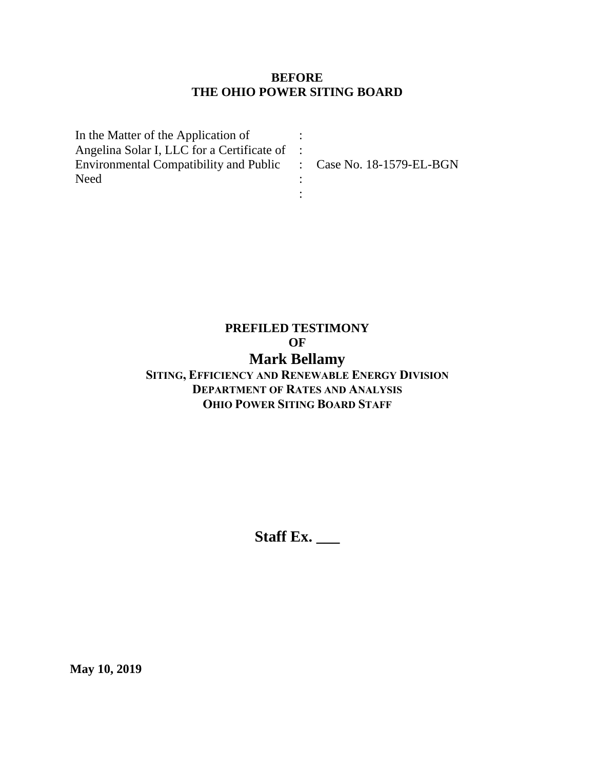**BEFORE**
**THE OHIO POWER SITING BOARD**

| | | |
|---|---|---|
| In the Matter of the Application of | : | |
| Angelina Solar I, LLC for a Certificate of | : | |
| Environmental Compatibility and Public | : | Case No. 18-1579-EL-BGN |
| Need | : | |
| | : | |

**PREFILED TESTIMONY**
**OF**
# Mark Bellamy
**SITING, EFFICIENCY AND RENEWABLE ENERGY DIVISION**
**DEPARTMENT OF RATES AND ANALYSIS**
**OHIO POWER SITING BOARD STAFF**

**Staff Ex. \_\_\_**

**May 10, 2019**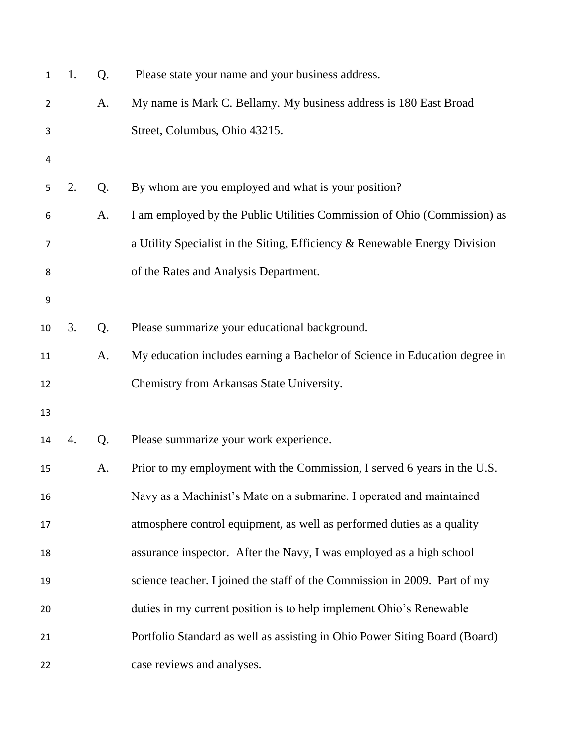1. Q. Please state your name and your business address.

A. My name is Mark C. Bellamy. My business address is 180 East Broad Street, Columbus, Ohio 43215.

2. Q. By whom are you employed and what is your position?

A. I am employed by the Public Utilities Commission of Ohio (Commission) as a Utility Specialist in the Siting, Efficiency & Renewable Energy Division of the Rates and Analysis Department.

3. Q. Please summarize your educational background.

A. My education includes earning a Bachelor of Science in Education degree in Chemistry from Arkansas State University.

4. Q. Please summarize your work experience.

A. Prior to my employment with the Commission, I served 6 years in the U.S. Navy as a Machinist's Mate on a submarine. I operated and maintained atmosphere control equipment, as well as performed duties as a quality assurance inspector. After the Navy, I was employed as a high school science teacher. I joined the staff of the Commission in 2009. Part of my duties in my current position is to help implement Ohio's Renewable Portfolio Standard as well as assisting in Ohio Power Siting Board (Board) case reviews and analyses.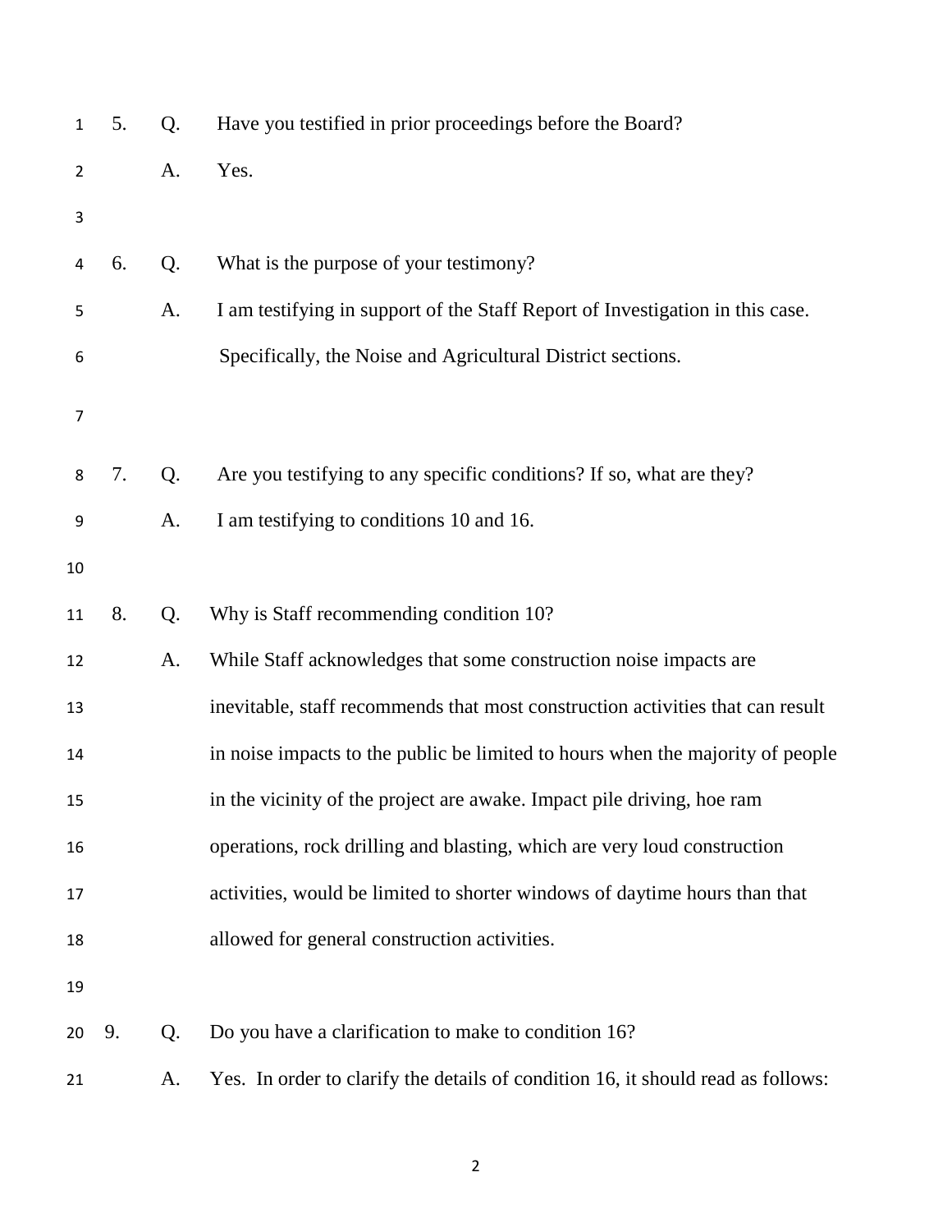5. Q. Have you testified in prior proceedings before the Board?

A. Yes.

6. Q. What is the purpose of your testimony?

A. I am testifying in support of the Staff Report of Investigation in this case. Specifically, the Noise and Agricultural District sections.

7. Q. Are you testifying to any specific conditions? If so, what are they?

A. I am testifying to conditions 10 and 16.

8. Q. Why is Staff recommending condition 10?

A. While Staff acknowledges that some construction noise impacts are inevitable, staff recommends that most construction activities that can result in noise impacts to the public be limited to hours when the majority of people in the vicinity of the project are awake. Impact pile driving, hoe ram operations, rock drilling and blasting, which are very loud construction activities, would be limited to shorter windows of daytime hours than that allowed for general construction activities.

9. Q. Do you have a clarification to make to condition 16?

A. Yes. In order to clarify the details of condition 16, it should read as follows: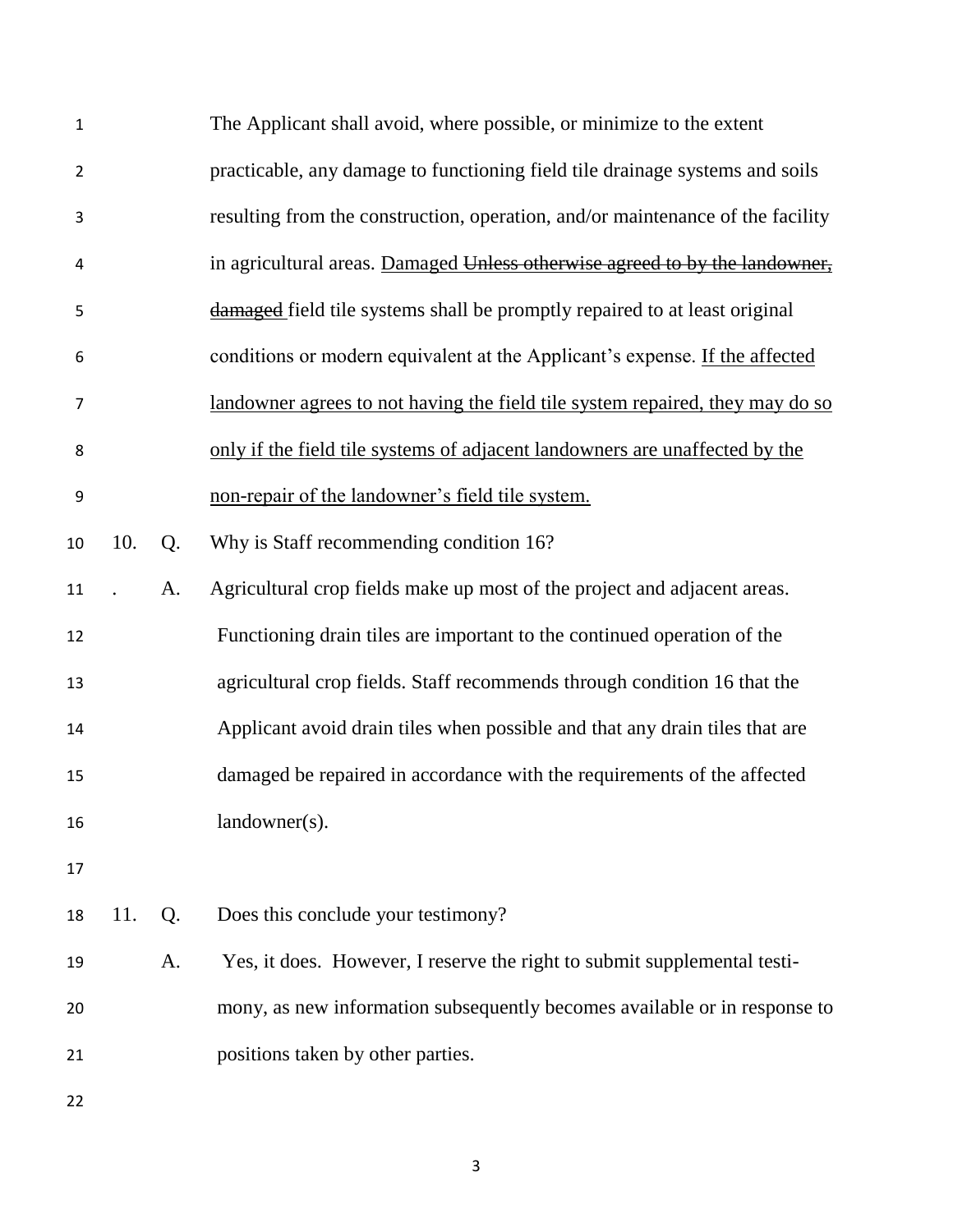The Applicant shall avoid, where possible, or minimize to the extent practicable, any damage to functioning field tile drainage systems and soils resulting from the construction, operation, and/or maintenance of the facility in agricultural areas. <u>Damaged</u> ~~Unless otherwise agreed to by the landowner, damaged~~ field tile systems shall be promptly repaired to at least original conditions or modern equivalent at the Applicant's expense. <u>If the affected landowner agrees to not having the field tile system repaired, they may do so only if the field tile systems of adjacent landowners are unaffected by the non-repair of the landowner's field tile system.</u>

10. Q. Why is Staff recommending condition 16?

A. Agricultural crop fields make up most of the project and adjacent areas. Functioning drain tiles are important to the continued operation of the agricultural crop fields. Staff recommends through condition 16 that the Applicant avoid drain tiles when possible and that any drain tiles that are damaged be repaired in accordance with the requirements of the affected landowner(s).

11. Q. Does this conclude your testimony?

A. Yes, it does. However, I reserve the right to submit supplemental testimony, as new information subsequently becomes available or in response to positions taken by other parties.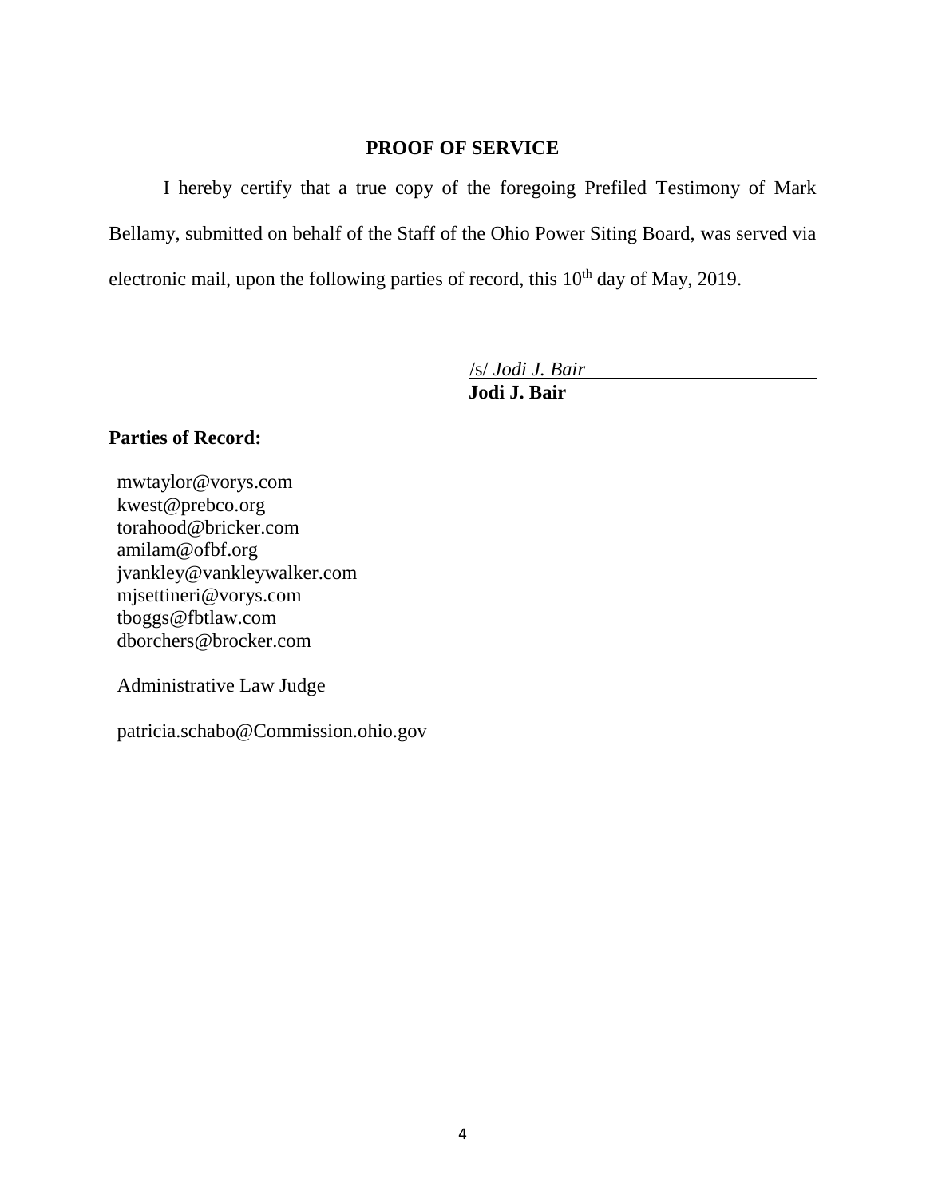## PROOF OF SERVICE

I hereby certify that a true copy of the foregoing Prefiled Testimony of Mark Bellamy, submitted on behalf of the Staff of the Ohio Power Siting Board, was served via electronic mail, upon the following parties of record, this 10th day of May, 2019.

/s/ *Jodi J. Bair*
**Jodi J. Bair**

**Parties of Record:**

mwtaylor@vorys.com
kwest@prebco.org
torahood@bricker.com
amilam@ofbf.org
jvankley@vankleywalker.com
mjsettineri@vorys.com
tboggs@fbtlaw.com
dborchers@brocker.com

Administrative Law Judge

patricia.schabo@Commission.ohio.gov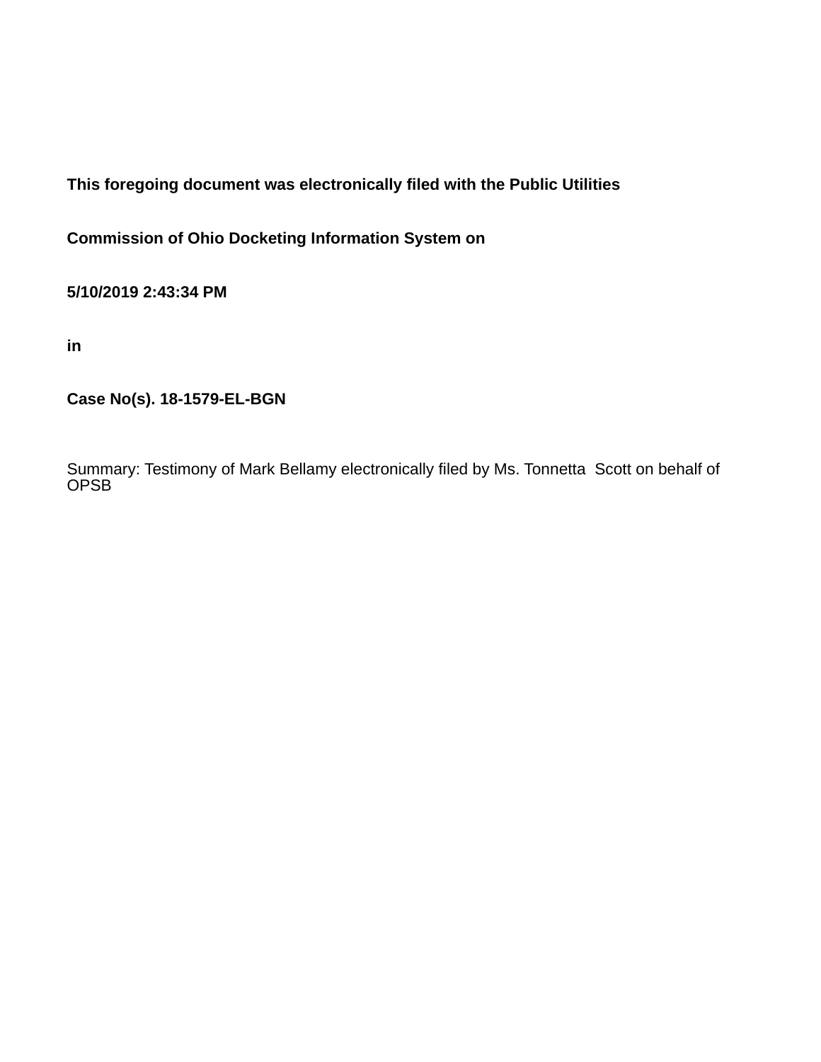**This foregoing document was electronically filed with the Public Utilities**

**Commission of Ohio Docketing Information System on**

**5/10/2019 2:43:34 PM**

**in**

**Case No(s). 18-1579-EL-BGN**

Summary: Testimony of Mark Bellamy electronically filed by Ms. Tonnetta Scott on behalf of OPSB